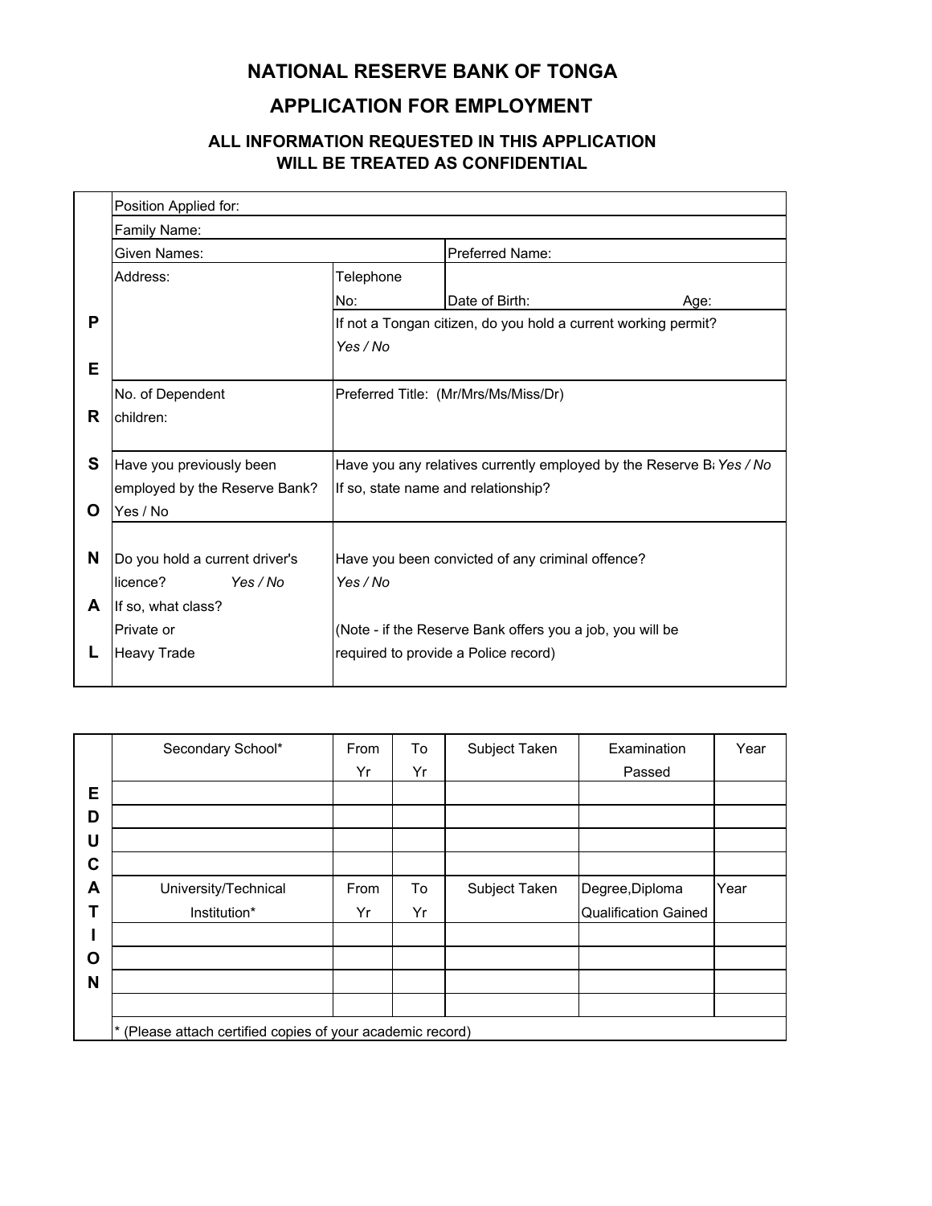# NATIONAL RESERVE BANK OF TONGA

## APPLICATION FOR EMPLOYMENT

### ALL INFORMATION REQUESTED IN THIS APPLICATION WILL BE TREATED AS CONFIDENTIAL

| PERSONAL | | | |
|---|---|---|---|
| Position Applied for: | | | |
| Family Name: | | | |
| Given Names: | | Preferred Name: | |
| Address: | Telephone No: | Date of Birth: | Age: |
| | If not a Tongan citizen, do you hold a current working permit? *Yes / No* | | |
| No. of Dependent children: | Preferred Title: (Mr/Mrs/Ms/Miss/Dr) | | |
| Have you previously been employed by the Reserve Bank? Yes / No | Have you any relatives currently employed by the Reserve B *Yes / No* If so, state name and relationship? | | |
| Do you hold a current driver's licence? *Yes / No* If so, what class? Private or Heavy Trade | Have you been convicted of any criminal offence? *Yes / No* (Note - if the Reserve Bank offers you a job, you will be required to provide a Police record) | | |

| EDUCATION | | | | | |
|---|---|---|---|---|---|
| Secondary School* | From Yr | To Yr | Subject Taken | Examination Passed | Year |
| | | | | | |
| | | | | | |
| | | | | | |
| | | | | | |
| University/Technical Institution* | From Yr | To Yr | Subject Taken | Degree,Diploma Qualification Gained | Year |
| | | | | | |
| | | | | | |
| | | | | | |
| | | | | | |

* (Please attach certified copies of your academic record)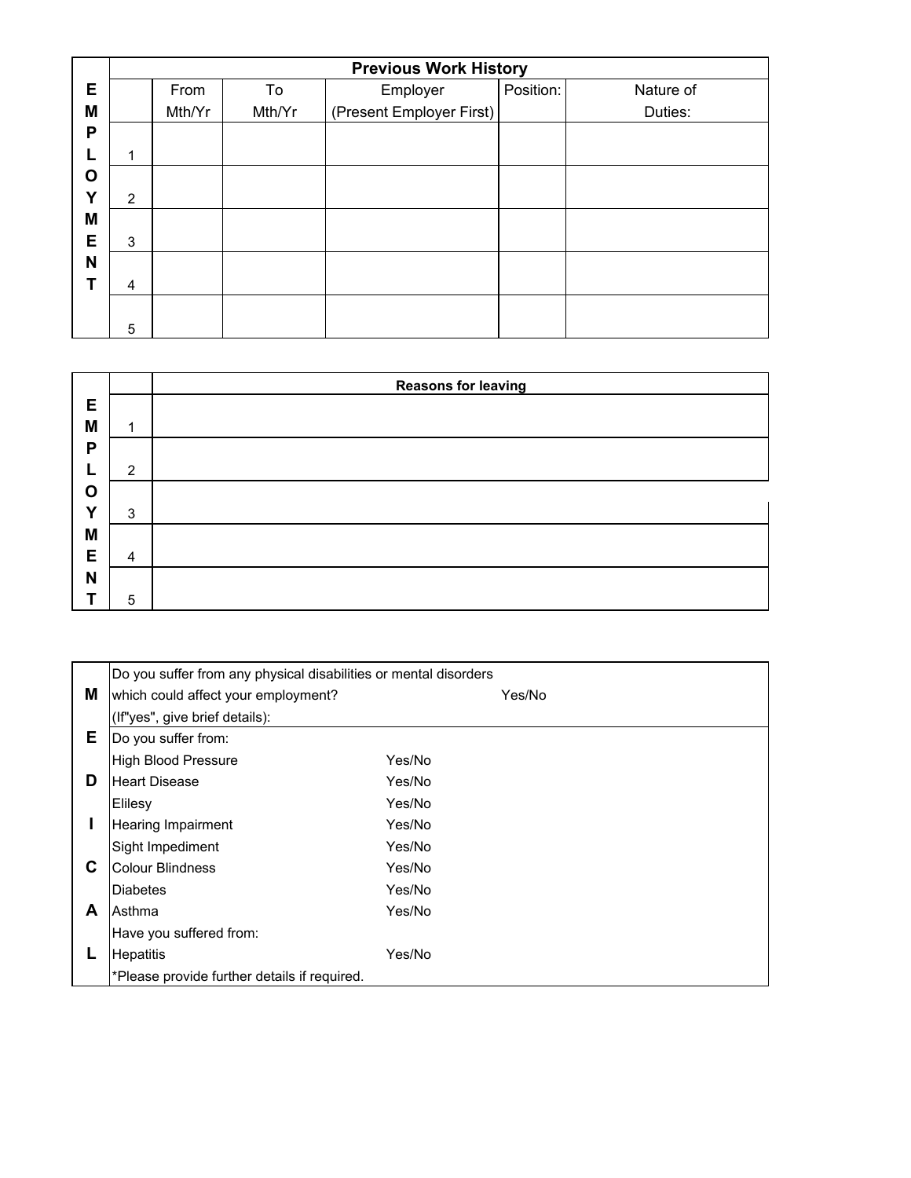| EMPLOYMENT | Previous Work History | | | | | |
|---|---|---|---|---|---|---|
| | | From Mth/Yr | To Mth/Yr | Employer (Present Employer First) | Position: | Nature of Duties: |
| | 1 | | | | | |
| | 2 | | | | | |
| | 3 | | | | | |
| | 4 | | | | | |
| | 5 | | | | | |

| EMPLOYMENT | | Reasons for leaving |
|---|---|---|
| | 1 | |
| | 2 | |
| | 3 | |
| | 4 | |
| | 5 | |

| MEDICAL | | | |
|---|---|---|---|
| | Do you suffer from any physical disabilities or mental disorders which could affect your employment? | | Yes/No |
| | (If"yes", give brief details): | | |
| | Do you suffer from: | | |
| | High Blood Pressure | Yes/No | |
| | Heart Disease | Yes/No | |
| | Elilesy | Yes/No | |
| | Hearing Impairment | Yes/No | |
| | Sight Impediment | Yes/No | |
| | Colour Blindness | Yes/No | |
| | Diabetes | Yes/No | |
| | Asthma | Yes/No | |
| | Have you suffered from: | | |
| | Hepatitis | Yes/No | |
| | *Please provide further details if required. | | |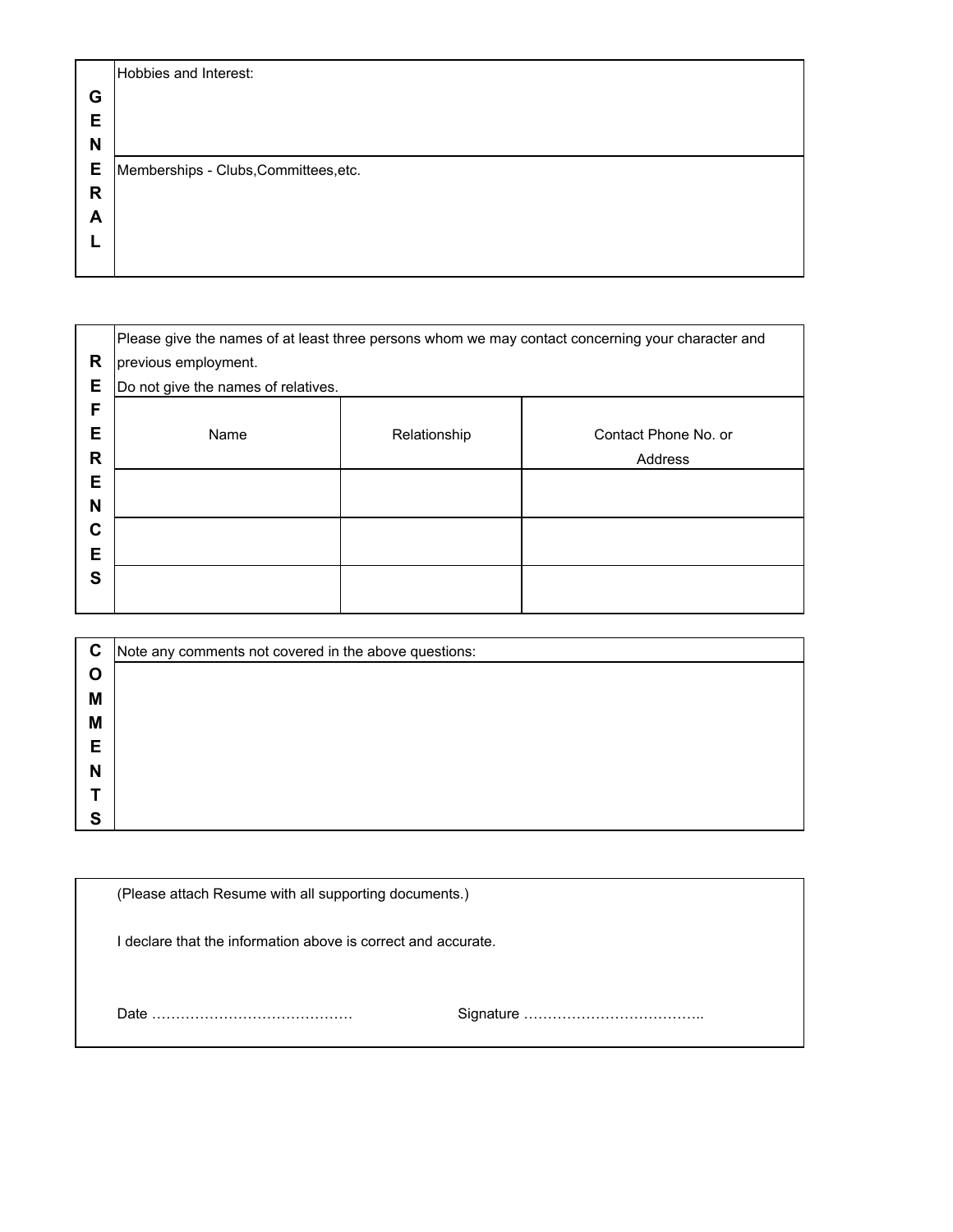## GENERAL

Hobbies and Interest:

Memberships - Clubs,Committees,etc.

## REFERENCES

Please give the names of at least three persons whom we may contact concerning your character and previous employment.
Do not give the names of relatives.

| Name | Relationship | Contact Phone No. or Address |
|---|---|---|
| | | |
| | | |
| | | |

## COMMENTS

Note any comments not covered in the above questions:

(Please attach Resume with all supporting documents.)

I declare that the information above is correct and accurate.

Date ……………………………………    Signature ………………………………..